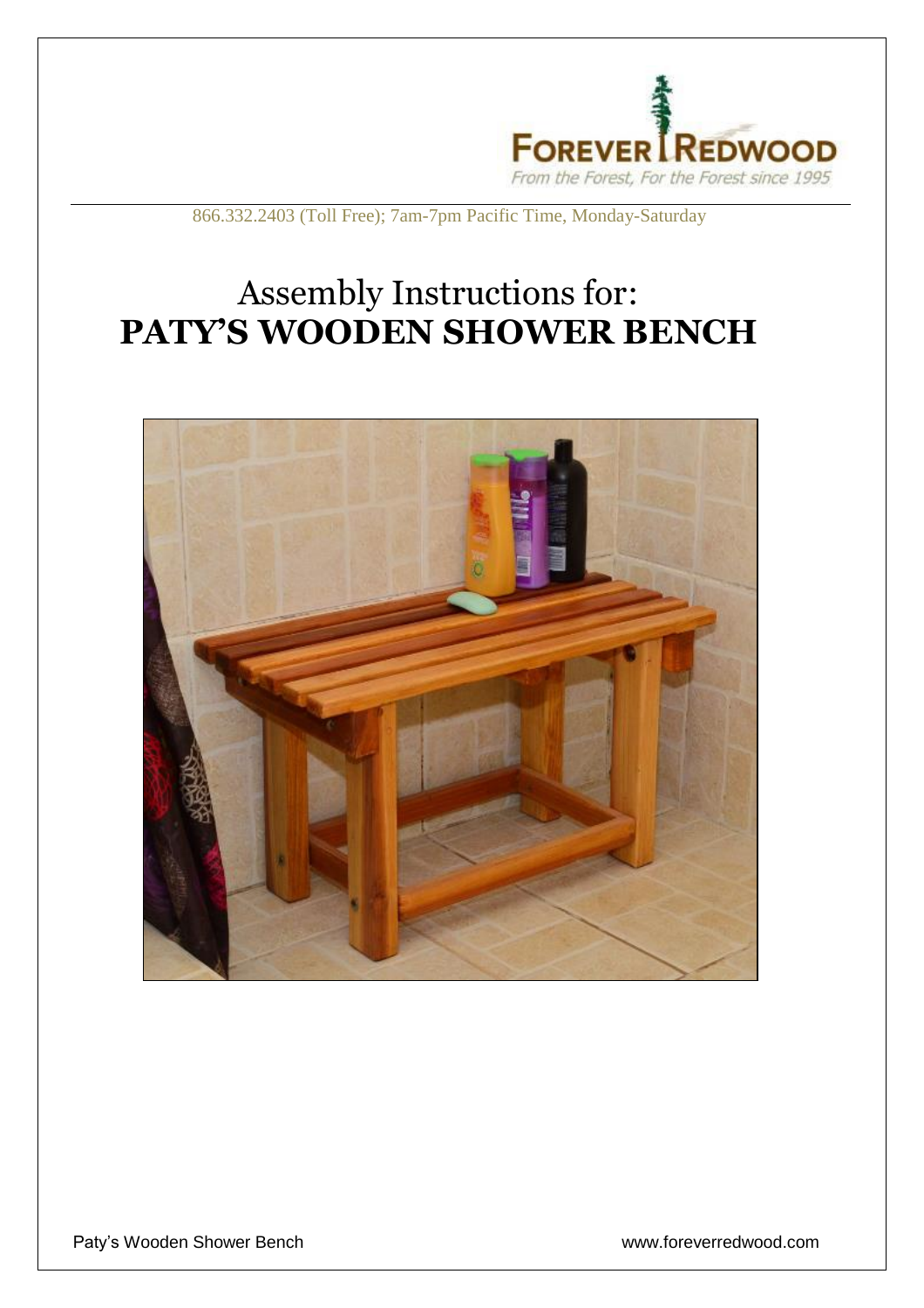FOREVER REDWOOD

*From the Forest, For the Forest since 1995*

866.332.2403 (Toll Free); 7am-7pm Pacific Time, Monday-Saturday

# Assembly Instructions for:
# **PATY'S WOODEN SHOWER BENCH**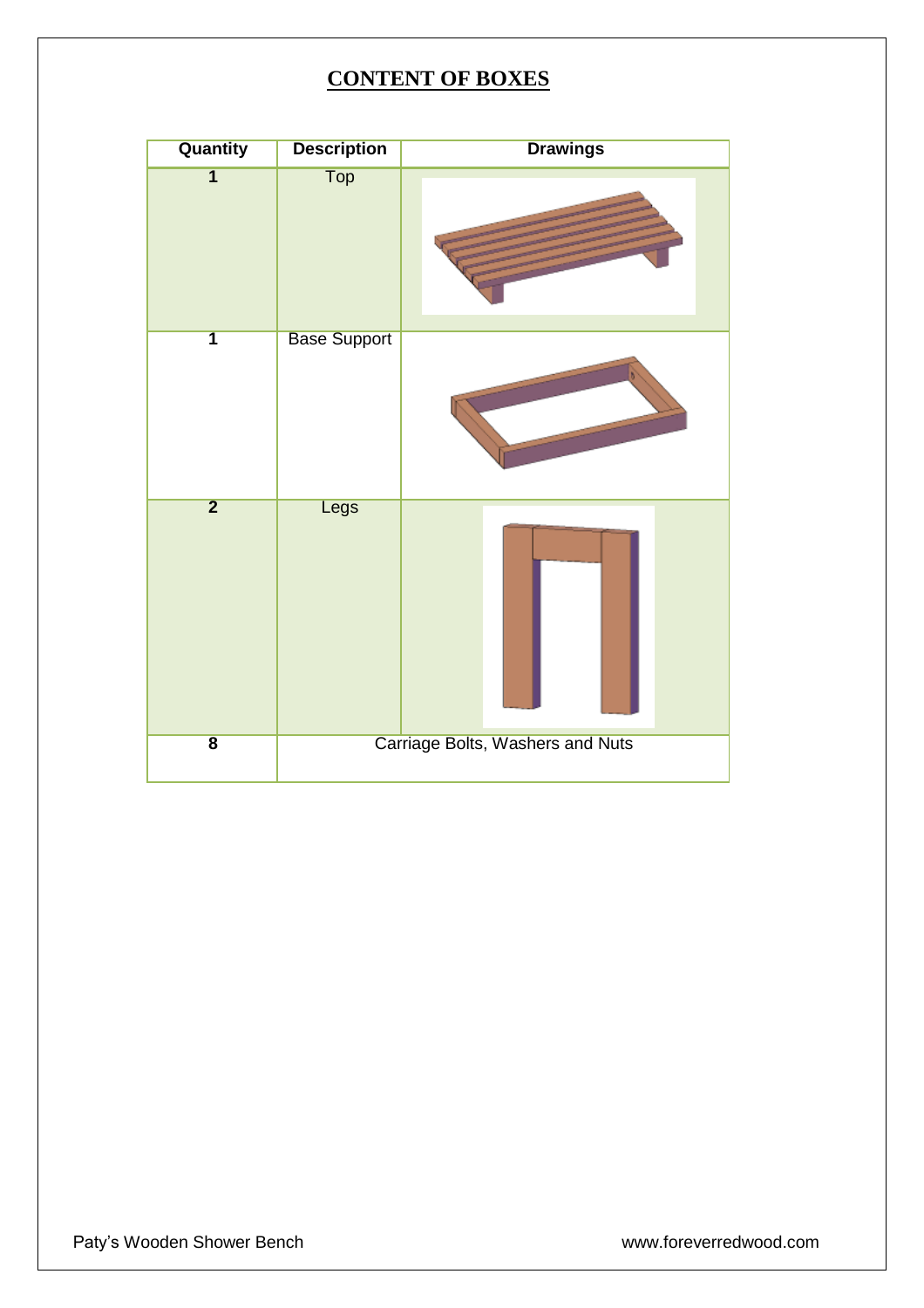# CONTENT OF BOXES

| Quantity | Description | Drawings |
|---|---|---|
| 1 | Top | |
| 1 | Base Support | |
| 2 | Legs | |
| 8 | Carriage Bolts, Washers and Nuts | |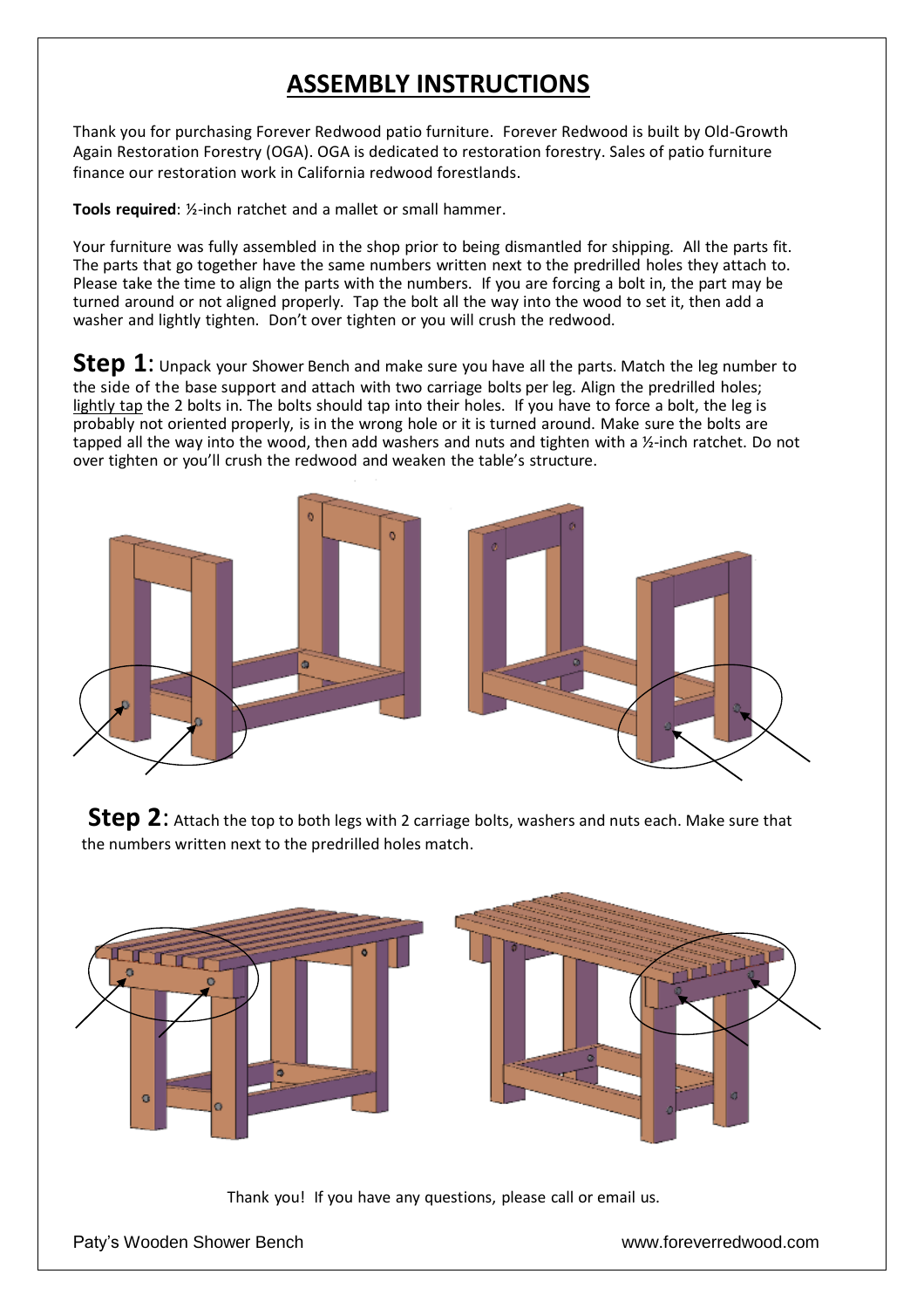# ASSEMBLY INSTRUCTIONS

Thank you for purchasing Forever Redwood patio furniture. Forever Redwood is built by Old-Growth Again Restoration Forestry (OGA). OGA is dedicated to restoration forestry. Sales of patio furniture finance our restoration work in California redwood forestlands.

**Tools required**: ½-inch ratchet and a mallet or small hammer.

Your furniture was fully assembled in the shop prior to being dismantled for shipping. All the parts fit. The parts that go together have the same numbers written next to the predrilled holes they attach to. Please take the time to align the parts with the numbers. If you are forcing a bolt in, the part may be turned around or not aligned properly. Tap the bolt all the way into the wood to set it, then add a washer and lightly tighten. Don't over tighten or you will crush the redwood.

**Step 1**: Unpack your Shower Bench and make sure you have all the parts. Match the leg number to the side of the base support and attach with two carriage bolts per leg. Align the predrilled holes; lightly tap the 2 bolts in. The bolts should tap into their holes. If you have to force a bolt, the leg is probably not oriented properly, is in the wrong hole or it is turned around. Make sure the bolts are tapped all the way into the wood, then add washers and nuts and tighten with a ½-inch ratchet. Do not over tighten or you'll crush the redwood and weaken the table's structure.

**Step 2**: Attach the top to both legs with 2 carriage bolts, washers and nuts each. Make sure that the numbers written next to the predrilled holes match.

Thank you! If you have any questions, please call or email us.

Paty's Wooden Shower Bench www.foreverredwood.com